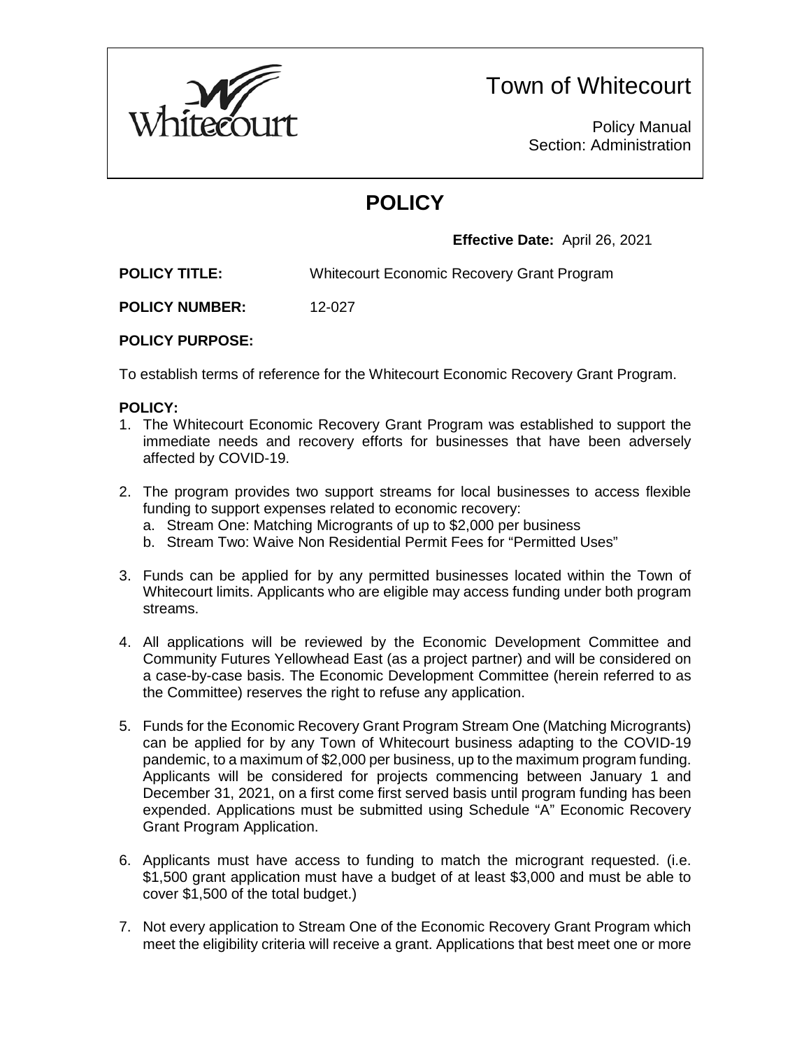# Town of Whitecourt

Policy Manual
Section: Administration

# POLICY

**Effective Date:** April 26, 2021

**POLICY TITLE:** Whitecourt Economic Recovery Grant Program

**POLICY NUMBER:** 12-027

**POLICY PURPOSE:**

To establish terms of reference for the Whitecourt Economic Recovery Grant Program.

**POLICY:**

1. The Whitecourt Economic Recovery Grant Program was established to support the immediate needs and recovery efforts for businesses that have been adversely affected by COVID-19.

2. The program provides two support streams for local businesses to access flexible funding to support expenses related to economic recovery:
   a. Stream One: Matching Micrograants of up to $2,000 per business
   b. Stream Two: Waive Non Residential Permit Fees for "Permitted Uses"

3. Funds can be applied for by any permitted businesses located within the Town of Whitecourt limits. Applicants who are eligible may access funding under both program streams.

4. All applications will be reviewed by the Economic Development Committee and Community Futures Yellowhead East (as a project partner) and will be considered on a case-by-case basis. The Economic Development Committee (herein referred to as the Committee) reserves the right to refuse any application.

5. Funds for the Economic Recovery Grant Program Stream One (Matching Microgrants) can be applied for by any Town of Whitecourt business adapting to the COVID-19 pandemic, to a maximum of $2,000 per business, up to the maximum program funding. Applicants will be considered for projects commencing between January 1 and December 31, 2021, on a first come first served basis until program funding has been expended. Applications must be submitted using Schedule "A" Economic Recovery Grant Program Application.

6. Applicants must have access to funding to match the microgrant requested. (i.e. $1,500 grant application must have a budget of at least $3,000 and must be able to cover $1,500 of the total budget.)

7. Not every application to Stream One of the Economic Recovery Grant Program which meet the eligibility criteria will receive a grant. Applications that best meet one or more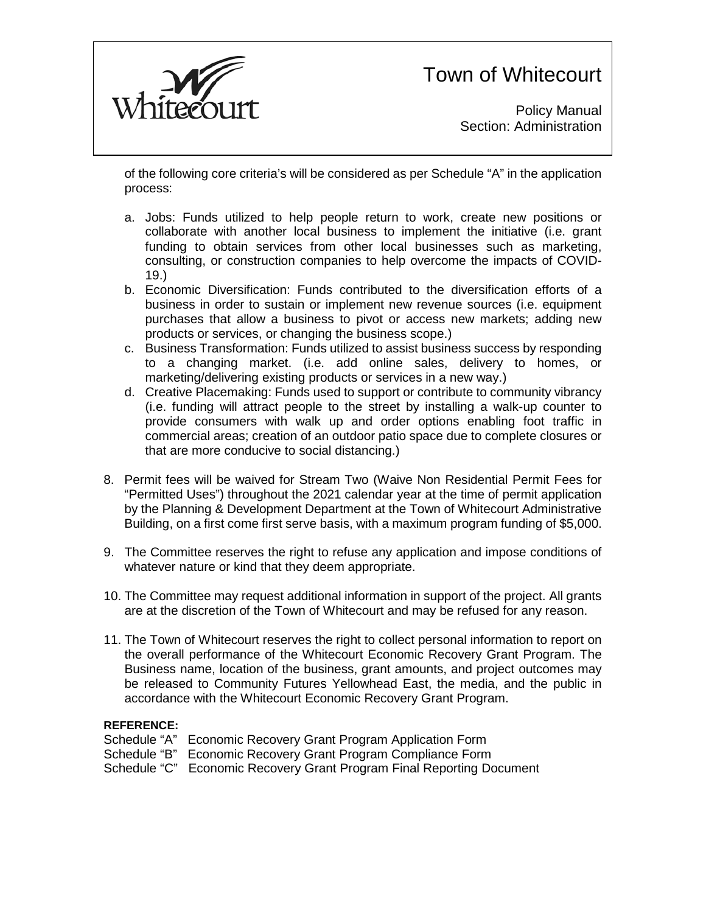of the following core criteria's will be considered as per Schedule "A" in the application process:

a. Jobs: Funds utilized to help people return to work, create new positions or collaborate with another local business to implement the initiative (i.e. grant funding to obtain services from other local businesses such as marketing, consulting, or construction companies to help overcome the impacts of COVID-19.)
b. Economic Diversification: Funds contributed to the diversification efforts of a business in order to sustain or implement new revenue sources (i.e. equipment purchases that allow a business to pivot or access new markets; adding new products or services, or changing the business scope.)
c. Business Transformation: Funds utilized to assist business success by responding to a changing market. (i.e. add online sales, delivery to homes, or marketing/delivering existing products or services in a new way.)
d. Creative Placemaking: Funds used to support or contribute to community vibrancy (i.e. funding will attract people to the street by installing a walk-up counter to provide consumers with walk up and order options enabling foot traffic in commercial areas; creation of an outdoor patio space due to complete closures or that are more conducive to social distancing.)

8. Permit fees will be waived for Stream Two (Waive Non Residential Permit Fees for "Permitted Uses") throughout the 2021 calendar year at the time of permit application by the Planning & Development Department at the Town of Whitecourt Administrative Building, on a first come first serve basis, with a maximum program funding of $5,000.

9. The Committee reserves the right to refuse any application and impose conditions of whatever nature or kind that they deem appropriate.

10. The Committee may request additional information in support of the project. All grants are at the discretion of the Town of Whitecourt and may be refused for any reason.

11. The Town of Whitecourt reserves the right to collect personal information to report on the overall performance of the Whitecourt Economic Recovery Grant Program. The Business name, location of the business, grant amounts, and project outcomes may be released to Community Futures Yellowhead East, the media, and the public in accordance with the Whitecourt Economic Recovery Grant Program.

**REFERENCE:**

Schedule "A" Economic Recovery Grant Program Application Form
Schedule "B" Economic Recovery Grant Program Compliance Form
Schedule "C" Economic Recovery Grant Program Final Reporting Document